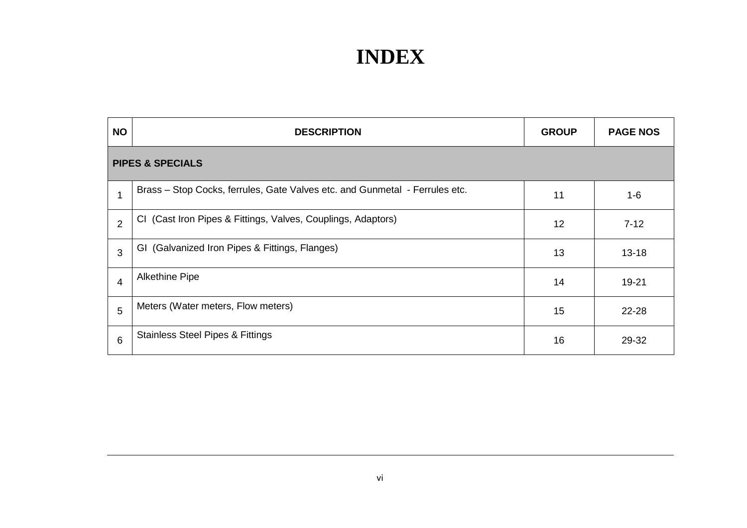# INDEX

| NO | DESCRIPTION | GROUP | PAGE NOS |
|---|---|---|---|
| **PIPES & SPECIALS** | | | |
| 1 | Brass – Stop Cocks, ferrules, Gate Valves etc. and Gunmetal - Ferrules etc. | 11 | 1-6 |
| 2 | CI (Cast Iron Pipes & Fittings, Valves, Couplings, Adaptors) | 12 | 7-12 |
| 3 | GI (Galvanized Iron Pipes & Fittings, Flanges) | 13 | 13-18 |
| 4 | Alkethine Pipe | 14 | 19-21 |
| 5 | Meters (Water meters, Flow meters) | 15 | 22-28 |
| 6 | Stainless Steel Pipes & Fittings | 16 | 29-32 |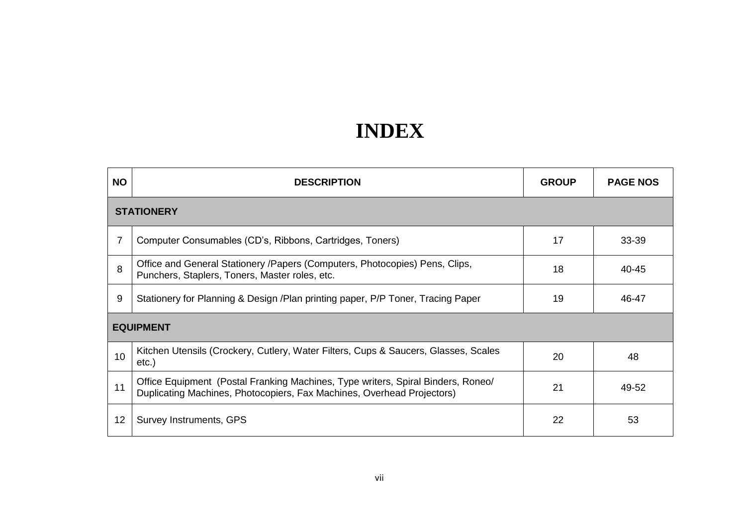# INDEX

| NO | DESCRIPTION | GROUP | PAGE NOS |
|---|---|---|---|
| **STATIONERY** | | | |
| 7 | Computer Consumables (CD's, Ribbons, Cartridges, Toners) | 17 | 33-39 |
| 8 | Office and General Stationery /Papers (Computers, Photocopies) Pens, Clips, Punchers, Staplers, Toners, Master roles, etc. | 18 | 40-45 |
| 9 | Stationery for Planning & Design /Plan printing paper, P/P Toner, Tracing Paper | 19 | 46-47 |
| **EQUIPMENT** | | | |
| 10 | Kitchen Utensils (Crockery, Cutlery, Water Filters, Cups & Saucers, Glasses, Scales etc.) | 20 | 48 |
| 11 | Office Equipment (Postal Franking Machines, Type writers, Spiral Binders, Roneo/ Duplicating Machines, Photocopiers, Fax Machines, Overhead Projectors) | 21 | 49-52 |
| 12 | Survey Instruments, GPS | 22 | 53 |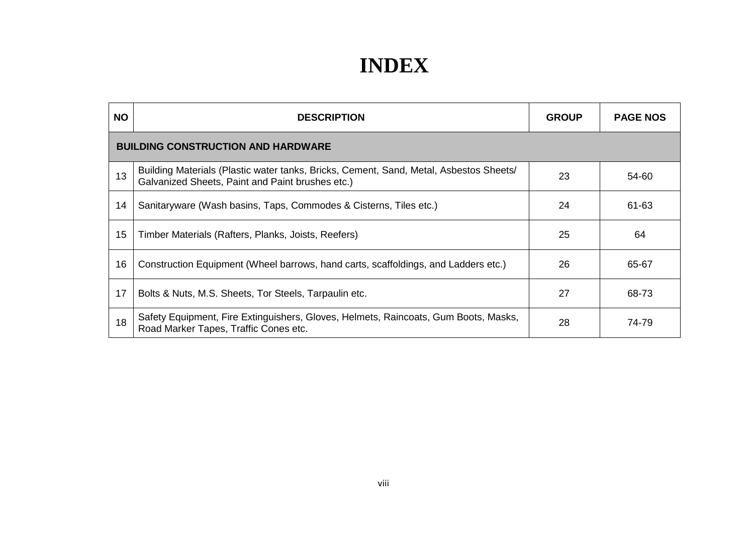# INDEX

| NO | DESCRIPTION | GROUP | PAGE NOS |
|---|---|---|---|
| **BUILDING CONSTRUCTION AND HARDWARE** | | | |
| 13 | Building Materials (Plastic water tanks, Bricks, Cement, Sand, Metal, Asbestos Sheets/ Galvanized Sheets, Paint and Paint brushes etc.) | 23 | 54-60 |
| 14 | Sanitaryware (Wash basins, Taps, Commodes & Cisterns, Tiles etc.) | 24 | 61-63 |
| 15 | Timber Materials (Rafters, Planks, Joists, Reefers) | 25 | 64 |
| 16 | Construction Equipment (Wheel barrows, hand carts, scaffoldings, and Ladders etc.) | 26 | 65-67 |
| 17 | Bolts & Nuts, M.S. Sheets, Tor Steels, Tarpaulin etc. | 27 | 68-73 |
| 18 | Safety Equipment, Fire Extinguishers, Gloves, Helmets, Raincoats, Gum Boots, Masks, Road Marker Tapes, Traffic Cones etc. | 28 | 74-79 |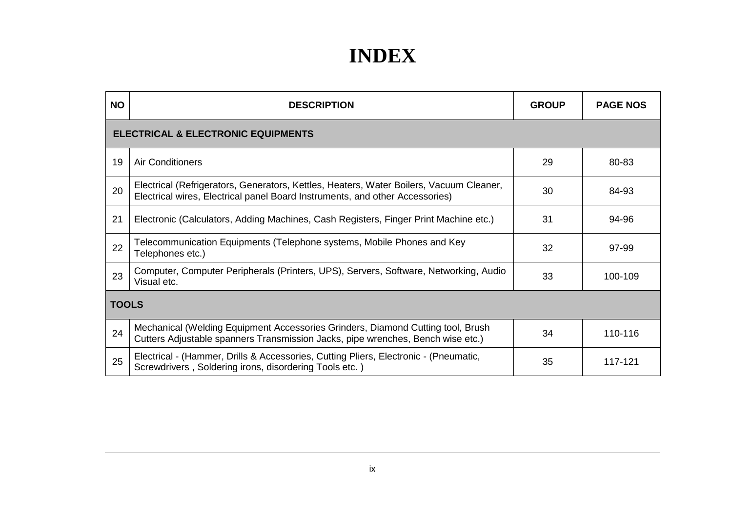# INDEX

| NO | DESCRIPTION | GROUP | PAGE NOS |
|---|---|---|---|
| **ELECTRICAL & ELECTRONIC EQUIPMENTS** | | | |
| 19 | Air Conditioners | 29 | 80-83 |
| 20 | Electrical (Refrigerators, Generators, Kettles, Heaters, Water Boilers, Vacuum Cleaner, Electrical wires, Electrical panel Board Instruments, and other Accessories) | 30 | 84-93 |
| 21 | Electronic (Calculators, Adding Machines, Cash Registers, Finger Print Machine etc.) | 31 | 94-96 |
| 22 | Telecommunication Equipments (Telephone systems, Mobile Phones and Key Telephones etc.) | 32 | 97-99 |
| 23 | Computer, Computer Peripherals (Printers, UPS), Servers, Software, Networking, Audio Visual etc. | 33 | 100-109 |
| **TOOLS** | | | |
| 24 | Mechanical (Welding Equipment Accessories Grinders, Diamond Cutting tool, Brush Cutters Adjustable spanners Transmission Jacks, pipe wrenches, Bench wise etc.) | 34 | 110-116 |
| 25 | Electrical - (Hammer, Drills & Accessories, Cutting Pliers, Electronic - (Pneumatic, Screwdrivers , Soldering irons, disordering Tools etc. ) | 35 | 117-121 |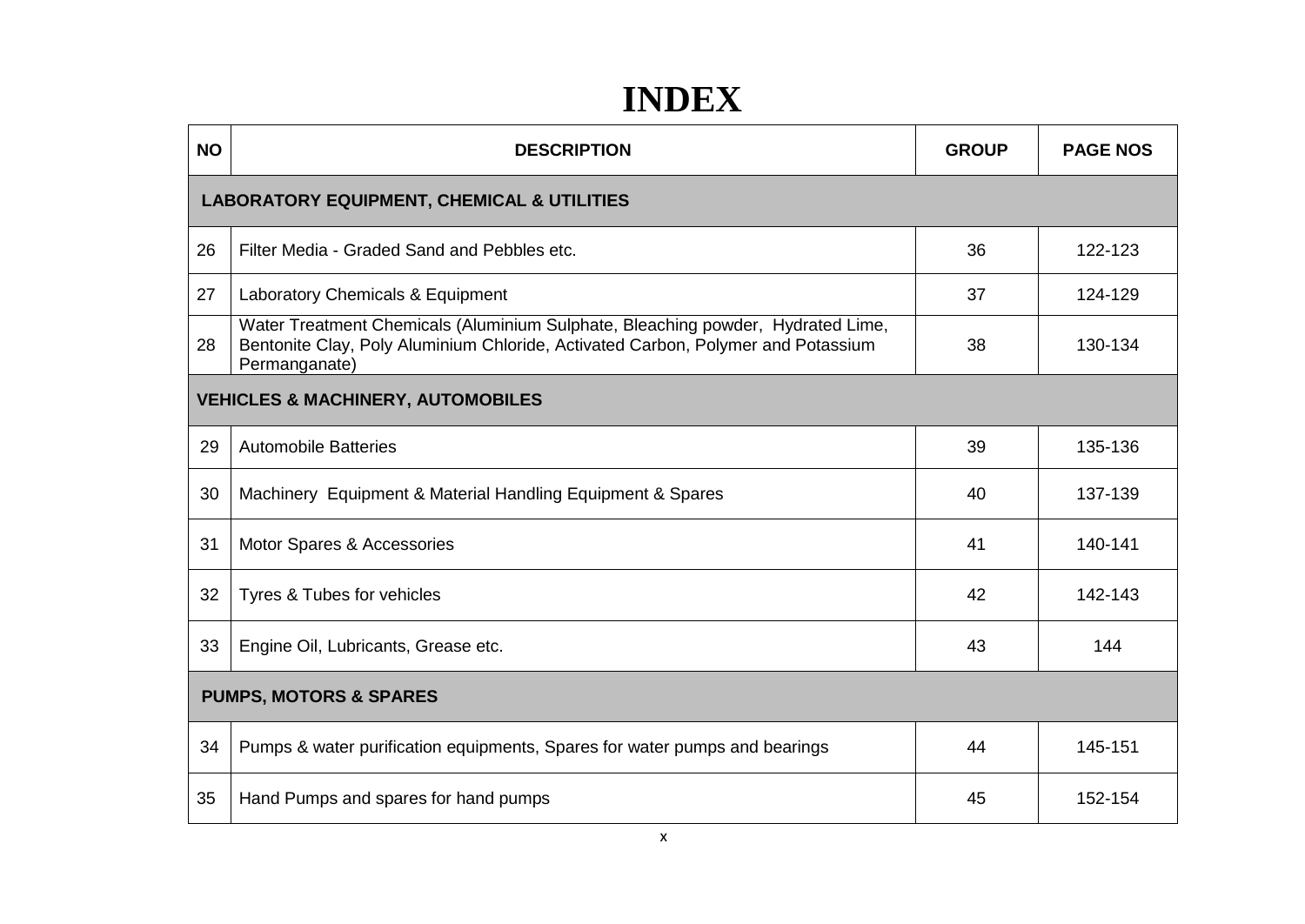# INDEX

| NO | DESCRIPTION | GROUP | PAGE NOS |
|---|---|---|---|
| **LABORATORY EQUIPMENT, CHEMICAL & UTILITIES** | | | |
| 26 | Filter Media - Graded Sand and Pebbles etc. | 36 | 122-123 |
| 27 | Laboratory Chemicals & Equipment | 37 | 124-129 |
| 28 | Water Treatment Chemicals (Aluminium Sulphate, Bleaching powder, Hydrated Lime, Bentonite Clay, Poly Aluminium Chloride, Activated Carbon, Polymer and Potassium Permanganate) | 38 | 130-134 |
| **VEHICLES & MACHINERY, AUTOMOBILES** | | | |
| 29 | Automobile Batteries | 39 | 135-136 |
| 30 | Machinery Equipment & Material Handling Equipment & Spares | 40 | 137-139 |
| 31 | Motor Spares & Accessories | 41 | 140-141 |
| 32 | Tyres & Tubes for vehicles | 42 | 142-143 |
| 33 | Engine Oil, Lubricants, Grease etc. | 43 | 144 |
| **PUMPS, MOTORS & SPARES** | | | |
| 34 | Pumps & water purification equipments, Spares for water pumps and bearings | 44 | 145-151 |
| 35 | Hand Pumps and spares for hand pumps | 45 | 152-154 |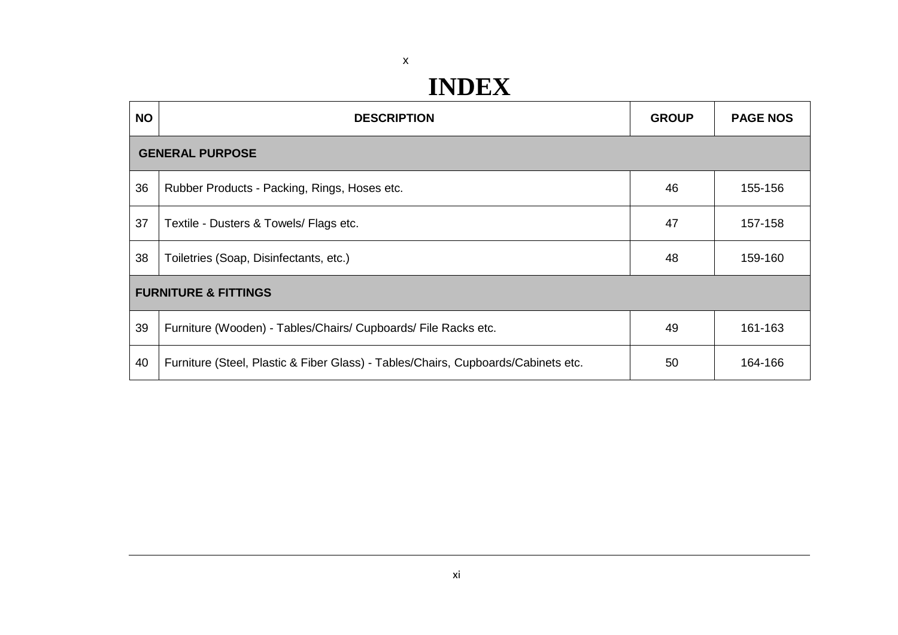# INDEX

| NO | DESCRIPTION | GROUP | PAGE NOS |
|---|---|---|---|
| **GENERAL PURPOSE** | | | |
| 36 | Rubber Products - Packing, Rings, Hoses etc. | 46 | 155-156 |
| 37 | Textile - Dusters & Towels/ Flags etc. | 47 | 157-158 |
| 38 | Toiletries (Soap, Disinfectants, etc.) | 48 | 159-160 |
| **FURNITURE & FITTINGS** | | | |
| 39 | Furniture (Wooden) - Tables/Chairs/ Cupboards/ File Racks etc. | 49 | 161-163 |
| 40 | Furniture (Steel, Plastic & Fiber Glass) - Tables/Chairs, Cupboards/Cabinets etc. | 50 | 164-166 |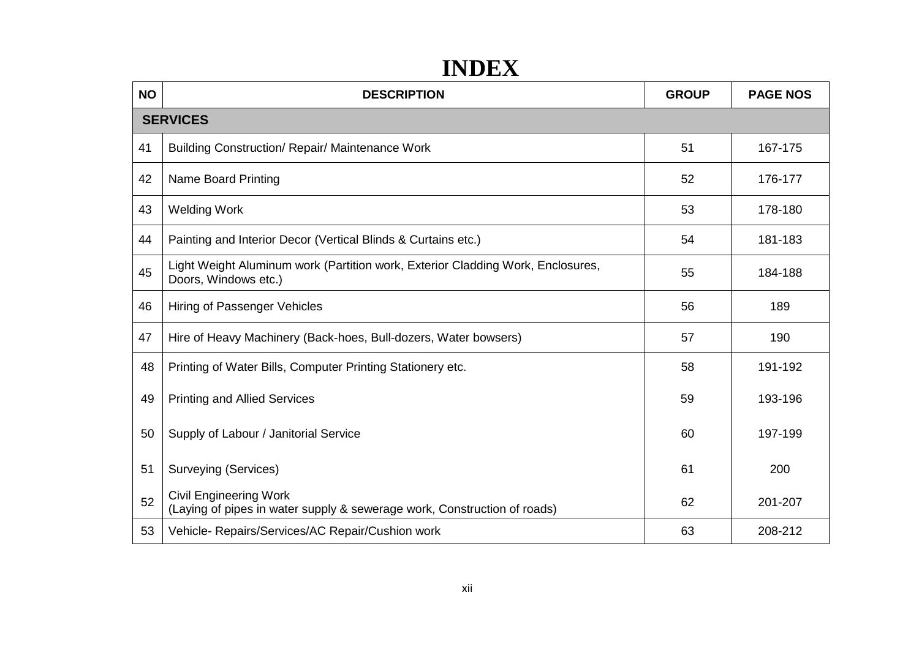# INDEX

| NO | DESCRIPTION | GROUP | PAGE NOS |
|---|---|---|---|
| **SERVICES** | | | |
| 41 | Building Construction/ Repair/ Maintenance Work | 51 | 167-175 |
| 42 | Name Board Printing | 52 | 176-177 |
| 43 | Welding Work | 53 | 178-180 |
| 44 | Painting and Interior Decor (Vertical Blinds & Curtains etc.) | 54 | 181-183 |
| 45 | Light Weight Aluminum work (Partition work, Exterior Cladding Work, Enclosures, Doors, Windows etc.) | 55 | 184-188 |
| 46 | Hiring of Passenger Vehicles | 56 | 189 |
| 47 | Hire of Heavy Machinery (Back-hoes, Bull-dozers, Water bowsers) | 57 | 190 |
| 48 | Printing of Water Bills, Computer Printing Stationery etc. | 58 | 191-192 |
| 49 | Printing and Allied Services | 59 | 193-196 |
| 50 | Supply of Labour / Janitorial Service | 60 | 197-199 |
| 51 | Surveying (Services) | 61 | 200 |
| 52 | Civil Engineering Work (Laying of pipes in water supply & sewerage work, Construction of roads) | 62 | 201-207 |
| 53 | Vehicle- Repairs/Services/AC Repair/Cushion work | 63 | 208-212 |